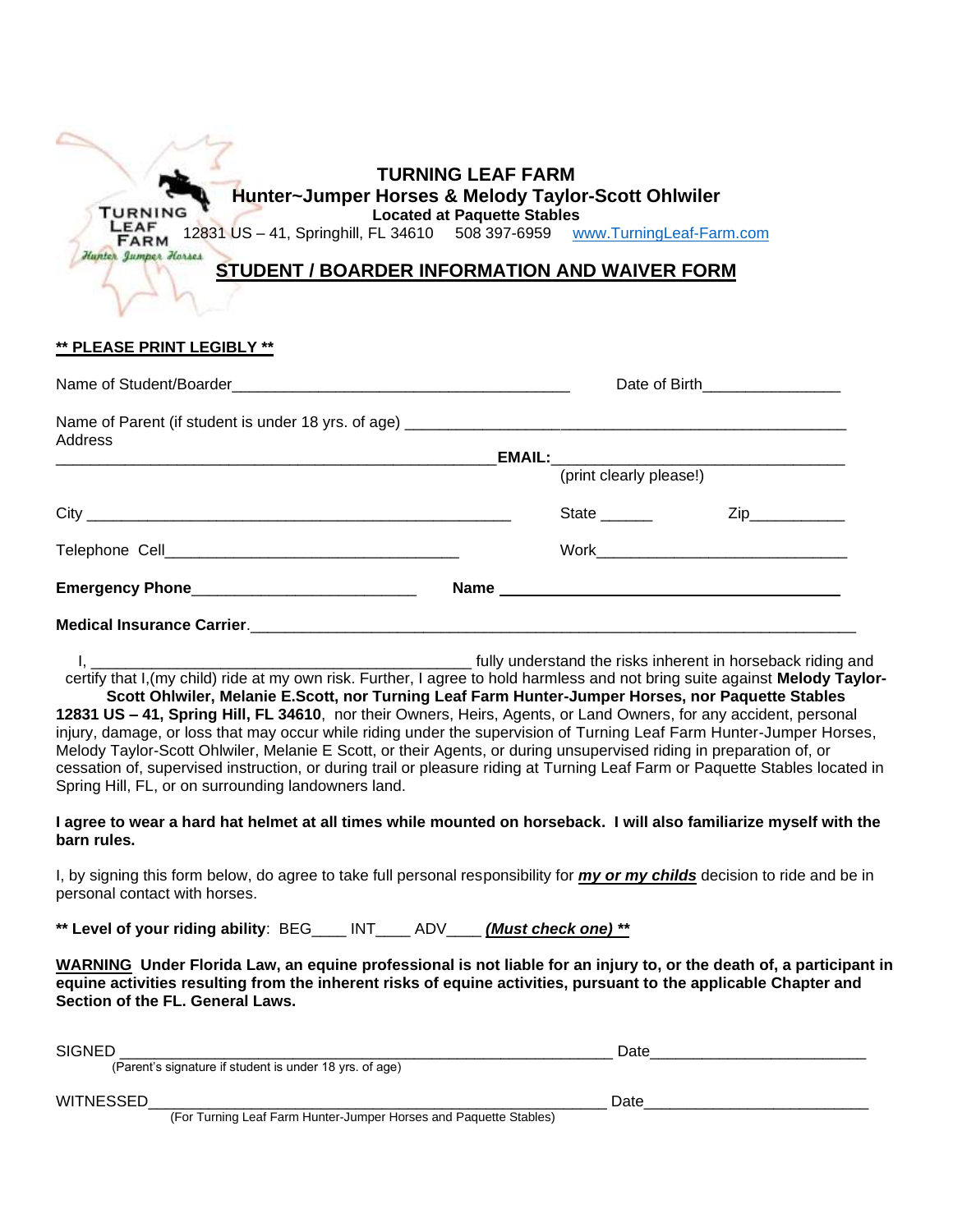TURNING LEAF FARM Hunter Jumper Horses

# TURNING LEAF FARM

**Hunter~Jumper Horses & Melody Taylor-Scott Ohlwiler**

**Located at Paquette Stables**

12831 US – 41, Springhill, FL 34610 508 397-6959 www.TurningLeaf-Farm.com

## STUDENT / BOARDER INFORMATION AND WAIVER FORM

**** PLEASE PRINT LEGIBLY ****

Name of Student/Boarder________________________________________ Date of Birth________________

Name of Parent (if student is under 18 yrs. of age) ______________________________________________________

Address _____________________________________________________ **EMAIL:**_________________________________
(print clearly please!)

City ___________________________________________________ State ______ Zip___________

Telephone Cell__________________________________ Work_____________________________

**Emergency Phone**_________________________ **Name** ________________________________________

**Medical Insurance Carrier**.__________________________________________________________________________

I, _____________________________________________ fully understand the risks inherent in horseback riding and certify that I,(my child) ride at my own risk. Further, I agree to hold harmless and not bring suite against **Melody Taylor-Scott Ohlwiler, Melanie E.Scott, nor Turning Leaf Farm Hunter-Jumper Horses, nor Paquette Stables 12831 US – 41, Spring Hill, FL 34610**, nor their Owners, Heirs, Agents, or Land Owners, for any accident, personal injury, damage, or loss that may occur while riding under the supervision of Turning Leaf Farm Hunter-Jumper Horses, Melody Taylor-Scott Ohlwiler, Melanie E Scott, or their Agents, or during unsupervised riding in preparation of, or cessation of, supervised instruction, or during trail or pleasure riding at Turning Leaf Farm or Paquette Stables located in Spring Hill, FL, or on surrounding landowners land.

**I agree to wear a hard hat helmet at all times while mounted on horseback. I will also familiarize myself with the barn rules.**

I, by signing this form below, do agree to take full personal responsibility for ***my or my childs*** decision to ride and be in personal contact with horses.

**** Level of your riding ability**: BEG____ INT____ ADV____ ***(Must check one)* ****

**WARNING Under Florida Law, an equine professional is not liable for an injury to, or the death of, a participant in equine activities resulting from the inherent risks of equine activities, pursuant to the applicable Chapter and Section of the FL. General Laws.**

SIGNED ____________________________________________________________ Date_________________________
(Parent's signature if student is under 18 yrs. of age)

WITNESSED______________________________________________________ Date_________________________
(For Turning Leaf Farm Hunter-Jumper Horses and Paquette Stables)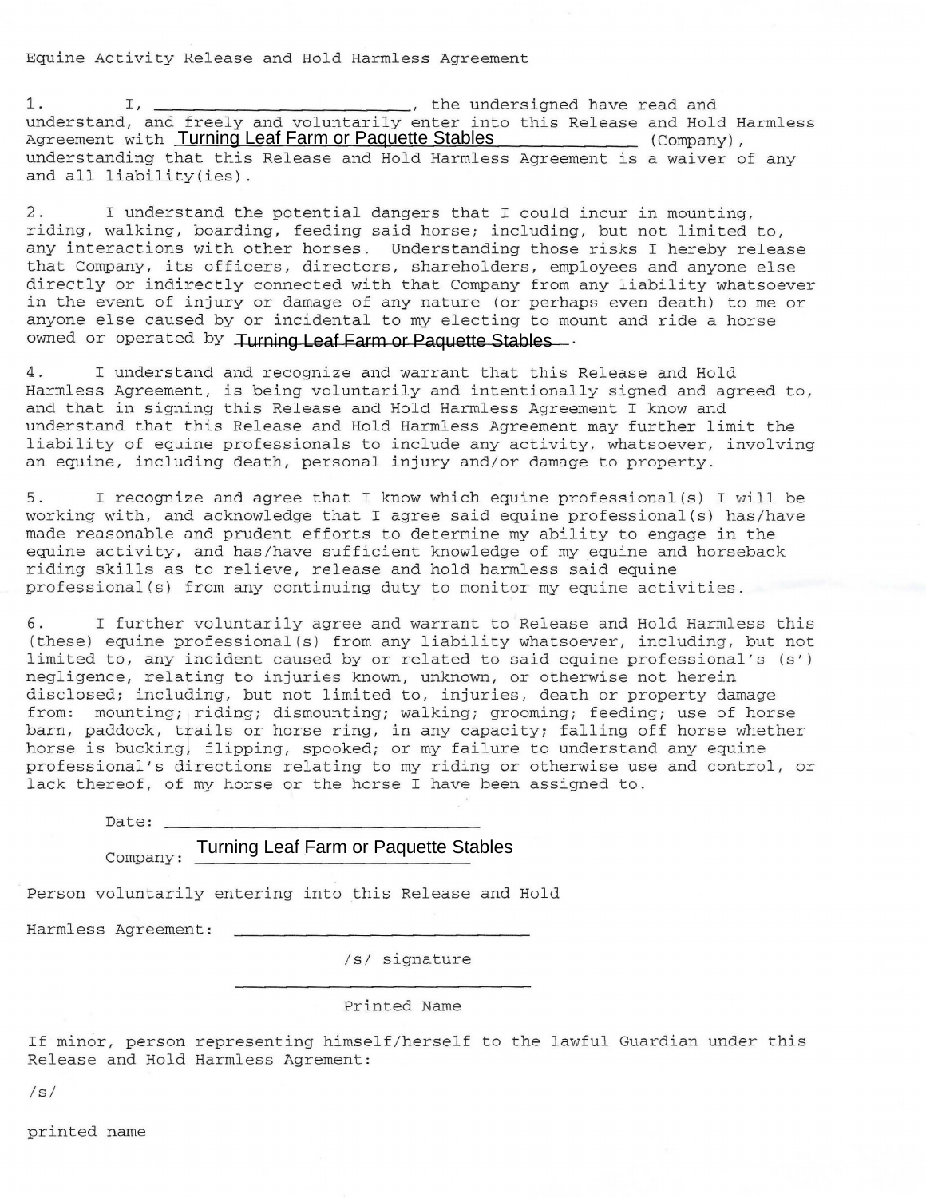Equine Activity Release and Hold Harmless Agreement

1. I, \_\_\_\_\_\_\_\_\_\_\_\_\_\_\_\_\_\_\_\_\_\_\_\_\_\_, the undersigned have read and understand, and freely and voluntarily enter into this Release and Hold Harmless Agreement with Turning Leaf Farm or Paquette Stables (Company), understanding that this Release and Hold Harmless Agreement is a waiver of any and all liability(ies).

2. I understand the potential dangers that I could incur in mounting, riding, walking, boarding, feeding said horse; including, but not limited to, any interactions with other horses. Understanding those risks I hereby release that Company, its officers, directors, shareholders, employees and anyone else directly or indirectly connected with that Company from any liability whatsoever in the event of injury or damage of any nature (or perhaps even death) to me or anyone else caused by or incidental to my electing to mount and ride a horse owned or operated by Turning Leaf Farm or Paquette Stables.

4. I understand and recognize and warrant that this Release and Hold Harmless Agreement, is being voluntarily and intentionally signed and agreed to, and that in signing this Release and Hold Harmless Agreement I know and understand that this Release and Hold Harmless Agreement may further limit the liability of equine professionals to include any activity, whatsoever, involving an equine, including death, personal injury and/or damage to property.

5. I recognize and agree that I know which equine professional(s) I will be working with, and acknowledge that I agree said equine professional(s) has/have made reasonable and prudent efforts to determine my ability to engage in the equine activity, and has/have sufficient knowledge of my equine and horseback riding skills as to relieve, release and hold harmless said equine professional(s) from any continuing duty to monitor my equine activities.

6. I further voluntarily agree and warrant to Release and Hold Harmless this (these) equine professional(s) from any liability whatsoever, including, but not limited to, any incident caused by or related to said equine professional's (s') negligence, relating to injuries known, unknown, or otherwise not herein disclosed; including, but not limited to, injuries, death or property damage from: mounting; riding; dismounting; walking; grooming; feeding; use of horse barn, paddock, trails or horse ring, in any capacity; falling off horse whether horse is bucking, flipping, spooked; or my failure to understand any equine professional's directions relating to my riding or otherwise use and control, or lack thereof, of my horse or the horse I have been assigned to.

Date: \_\_\_\_\_\_\_\_\_\_\_\_\_\_\_\_\_\_\_\_\_\_\_\_\_\_\_\_\_\_

Company: Turning Leaf Farm or Paquette Stables

Person voluntarily entering into this Release and Hold

Harmless Agreement: \_\_\_\_\_\_\_\_\_\_\_\_\_\_\_\_\_\_\_\_\_\_\_\_\_\_\_\_\_\_

/s/ signature

\_\_\_\_\_\_\_\_\_\_\_\_\_\_\_\_\_\_\_\_\_\_\_\_\_\_\_\_\_\_

Printed Name

If minor, person representing himself/herself to the lawful Guardian under this Release and Hold Harmless Agrement:

/s/

printed name